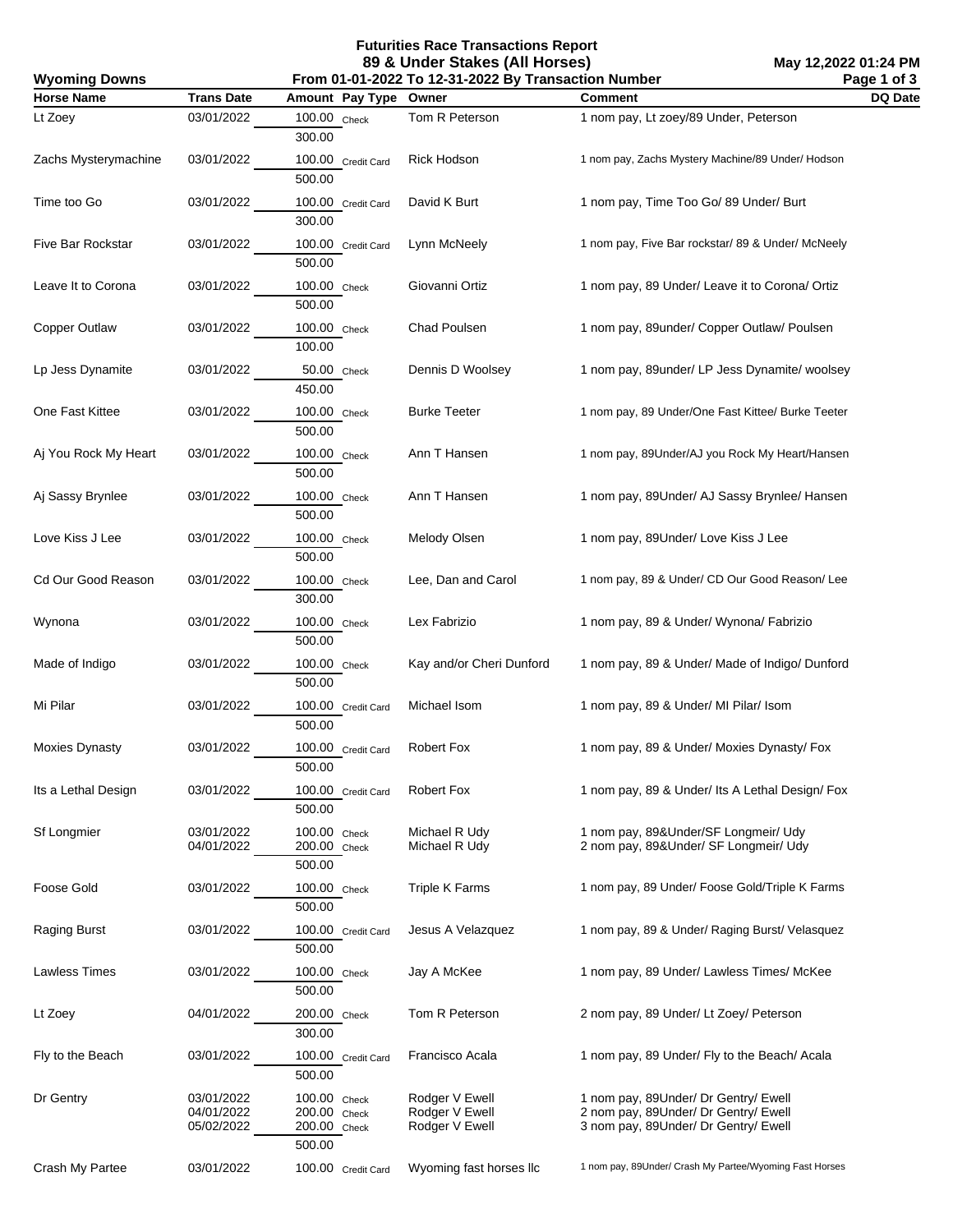# Futurities Race Transactions Report
## 89 & Under Stakes (All Horses)
### From 01-01-2022 To 12-31-2022 By Transaction Number

Wyoming Downs

May 12,2022 01:24 PM

| Horse Name | Trans Date | Amount | Pay Type | Owner | Comment | DQ Date |
|---|---|---|---|---|---|---|
| Lt Zoey | 03/01/2022 | 100.00 | Check | Tom R Peterson | 1 nom pay, Lt zoey/89 Under, Peterson | |
| | | 300.00 | | | | |
| Zachs Mysterymachine | 03/01/2022 | 100.00 | Credit Card | Rick Hodson | 1 nom pay, Zachs Mystery Machine/89 Under/ Hodson | |
| | | 500.00 | | | | |
| Time too Go | 03/01/2022 | 100.00 | Credit Card | David K Burt | 1 nom pay, Time Too Go/ 89 Under/ Burt | |
| | | 300.00 | | | | |
| Five Bar Rockstar | 03/01/2022 | 100.00 | Credit Card | Lynn McNeely | 1 nom pay, Five Bar rockstar/ 89 & Under/ McNeely | |
| | | 500.00 | | | | |
| Leave It to Corona | 03/01/2022 | 100.00 | Check | Giovanni Ortiz | 1 nom pay, 89 Under/ Leave it to Corona/ Ortiz | |
| | | 500.00 | | | | |
| Copper Outlaw | 03/01/2022 | 100.00 | Check | Chad Poulsen | 1 nom pay, 89under/ Copper Outlaw/ Poulsen | |
| | | 100.00 | | | | |
| Lp Jess Dynamite | 03/01/2022 | 50.00 | Check | Dennis D Woolsey | 1 nom pay, 89under/ LP Jess Dynamite/ woolsey | |
| | | 450.00 | | | | |
| One Fast Kittee | 03/01/2022 | 100.00 | Check | Burke Teeter | 1 nom pay, 89 Under/One Fast Kittee/ Burke Teeter | |
| | | 500.00 | | | | |
| Aj You Rock My Heart | 03/01/2022 | 100.00 | Check | Ann T Hansen | 1 nom pay, 89Under/AJ you Rock My Heart/Hansen | |
| | | 500.00 | | | | |
| Aj Sassy Brynlee | 03/01/2022 | 100.00 | Check | Ann T Hansen | 1 nom pay, 89Under/ AJ Sassy Brynlee/ Hansen | |
| | | 500.00 | | | | |
| Love Kiss J Lee | 03/01/2022 | 100.00 | Check | Melody Olsen | 1 nom pay, 89Under/ Love Kiss J Lee | |
| | | 500.00 | | | | |
| Cd Our Good Reason | 03/01/2022 | 100.00 | Check | Lee, Dan and Carol | 1 nom pay, 89 & Under/ CD Our Good Reason/ Lee | |
| | | 300.00 | | | | |
| Wynona | 03/01/2022 | 100.00 | Check | Lex Fabrizio | 1 nom pay, 89 & Under/ Wynona/ Fabrizio | |
| | | 500.00 | | | | |
| Made of Indigo | 03/01/2022 | 100.00 | Check | Kay and/or Cheri Dunford | 1 nom pay, 89 & Under/ Made of Indigo/ Dunford | |
| | | 500.00 | | | | |
| Mi Pilar | 03/01/2022 | 100.00 | Credit Card | Michael Isom | 1 nom pay, 89 & Under/ MI Pilar/ Isom | |
| | | 500.00 | | | | |
| Moxies Dynasty | 03/01/2022 | 100.00 | Credit Card | Robert Fox | 1 nom pay, 89 & Under/ Moxies Dynasty/ Fox | |
| | | 500.00 | | | | |
| Its a Lethal Design | 03/01/2022 | 100.00 | Credit Card | Robert Fox | 1 nom pay, 89 & Under/ Its A Lethal Design/ Fox | |
| | | 500.00 | | | | |
| Sf Longmier | 03/01/2022 | 100.00 | Check | Michael R Udy | 1 nom pay, 89&Under/SF Longmeir/ Udy | |
| | 04/01/2022 | 200.00 | Check | Michael R Udy | 2 nom pay, 89&Under/ SF Longmeir/ Udy | |
| | | 500.00 | | | | |
| Foose Gold | 03/01/2022 | 100.00 | Check | Triple K Farms | 1 nom pay, 89 Under/ Foose Gold/Triple K Farms | |
| | | 500.00 | | | | |
| Raging Burst | 03/01/2022 | 100.00 | Credit Card | Jesus A Velazquez | 1 nom pay, 89 & Under/ Raging Burst/ Velasquez | |
| | | 500.00 | | | | |
| Lawless Times | 03/01/2022 | 100.00 | Check | Jay A McKee | 1 nom pay, 89 Under/ Lawless Times/ McKee | |
| | | 500.00 | | | | |
| Lt Zoey | 04/01/2022 | 200.00 | Check | Tom R Peterson | 2 nom pay, 89 Under/ Lt Zoey/ Peterson | |
| | | 300.00 | | | | |
| Fly to the Beach | 03/01/2022 | 100.00 | Credit Card | Francisco Acala | 1 nom pay, 89 Under/ Fly to the Beach/ Acala | |
| | | 500.00 | | | | |
| Dr Gentry | 03/01/2022 | 100.00 | Check | Rodger V Ewell | 1 nom pay, 89Under/ Dr Gentry/ Ewell | |
| | 04/01/2022 | 200.00 | Check | Rodger V Ewell | 2 nom pay, 89Under/ Dr Gentry/ Ewell | |
| | 05/02/2022 | 200.00 | Check | Rodger V Ewell | 3 nom pay, 89Under/ Dr Gentry/ Ewell | |
| | | 500.00 | | | | |
| Crash My Partee | 03/01/2022 | 100.00 | Credit Card | Wyoming fast horses llc | 1 nom pay, 89Under/ Crash My Partee/Wyoming Fast Horses | |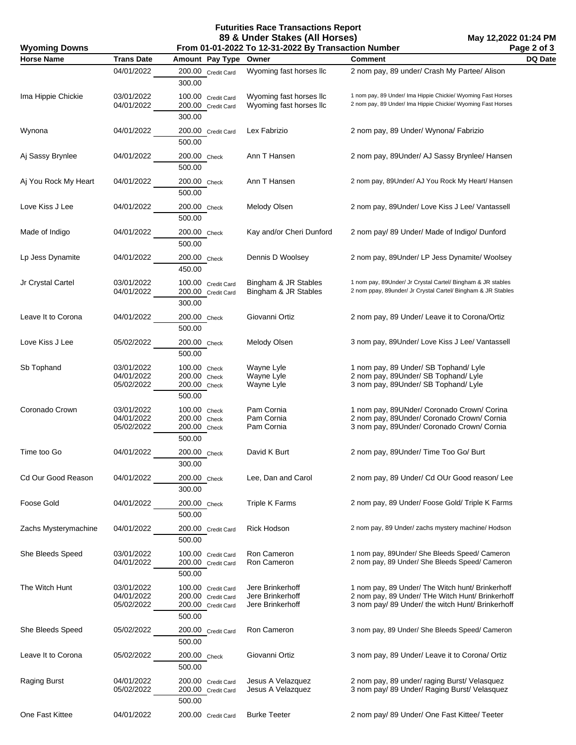# Futurities Race Transactions Report

## 89 & Under Stakes (All Horses)

**Wyoming Downs** — From 01-01-2022 To 12-31-2022 By Transaction Number — May 12,2022 01:24 PM

| Horse Name | Trans Date | Amount | Pay Type | Owner | Comment | DQ Date |
|---|---|---|---|---|---|---|
| | 04/01/2022 | 200.00 | Credit Card | Wyoming fast horses llc | 2 nom pay, 89 under/ Crash My Partee/ Alison | |
| | | 300.00 | | | | |
| Ima Hippie Chickie | 03/01/2022 | 100.00 | Credit Card | Wyoming fast horses llc | 1 nom pay, 89 Under/ Ima Hippie Chickie/ Wyoming Fast Horses | |
| | 04/01/2022 | 200.00 | Credit Card | Wyoming fast horses llc | 2 nom pay, 89 Under/ Ima Hippie Chickie/ Wyoming Fast Horses | |
| | | 300.00 | | | | |
| Wynona | 04/01/2022 | 200.00 | Credit Card | Lex Fabrizio | 2 nom pay, 89 Under/ Wynona/ Fabrizio | |
| | | 500.00 | | | | |
| Aj Sassy Brynlee | 04/01/2022 | 200.00 | Check | Ann T Hansen | 2 nom pay, 89Under/ AJ Sassy Brynlee/ Hansen | |
| | | 500.00 | | | | |
| Aj You Rock My Heart | 04/01/2022 | 200.00 | Check | Ann T Hansen | 2 nom pay, 89Under/ AJ You Rock My Heart/ Hansen | |
| | | 500.00 | | | | |
| Love Kiss J Lee | 04/01/2022 | 200.00 | Check | Melody Olsen | 2 nom pay, 89Under/ Love Kiss J Lee/ Vantassell | |
| | | 500.00 | | | | |
| Made of Indigo | 04/01/2022 | 200.00 | Check | Kay and/or Cheri Dunford | 2 nom pay/ 89 Under/ Made of Indigo/ Dunford | |
| | | 500.00 | | | | |
| Lp Jess Dynamite | 04/01/2022 | 200.00 | Check | Dennis D Woolsey | 2 nom pay, 89Under/ LP Jess Dynamite/ Woolsey | |
| | | 450.00 | | | | |
| Jr Crystal Cartel | 03/01/2022 | 100.00 | Credit Card | Bingham & JR Stables | 1 nom pay, 89Under/ Jr Crystal Cartel/ Bingham & JR stables | |
| | 04/01/2022 | 200.00 | Credit Card | Bingham & JR Stables | 2 nom ppay, 89under/ Jr Crystal Cartel/ Bingham & JR Stables | |
| | | 300.00 | | | | |
| Leave It to Corona | 04/01/2022 | 200.00 | Check | Giovanni Ortiz | 2 nom pay, 89 Under/ Leave it to Corona/Ortiz | |
| | | 500.00 | | | | |
| Love Kiss J Lee | 05/02/2022 | 200.00 | Check | Melody Olsen | 3 nom pay, 89Under/ Love Kiss J Lee/ Vantassell | |
| | | 500.00 | | | | |
| Sb Tophand | 03/01/2022 | 100.00 | Check | Wayne Lyle | 1 nom pay, 89 Under/ SB Tophand/ Lyle | |
| | 04/01/2022 | 200.00 | Check | Wayne Lyle | 2 nom pay, 89Under/ SB Tophand/ Lyle | |
| | 05/02/2022 | 200.00 | Check | Wayne Lyle | 3 nom pay, 89Under/ SB Tophand/ Lyle | |
| | | 500.00 | | | | |
| Coronado Crown | 03/01/2022 | 100.00 | Check | Pam Cornia | 1 nom pay, 89UNder/ Coronado Crown/ Corina | |
| | 04/01/2022 | 200.00 | Check | Pam Cornia | 2 nom pay, 89Under/ Coronado Crown/ Cornia | |
| | 05/02/2022 | 200.00 | Check | Pam Cornia | 3 nom pay, 89Under/ Coronado Crown/ Cornia | |
| | | 500.00 | | | | |
| Time too Go | 04/01/2022 | 200.00 | Check | David K Burt | 2 nom pay, 89Under/ Time Too Go/ Burt | |
| | | 300.00 | | | | |
| Cd Our Good Reason | 04/01/2022 | 200.00 | Check | Lee, Dan and Carol | 2 nom pay, 89 Under/ Cd OUr Good reason/ Lee | |
| | | 300.00 | | | | |
| Foose Gold | 04/01/2022 | 200.00 | Check | Triple K Farms | 2 nom pay, 89 Under/ Foose Gold/ Triple K Farms | |
| | | 500.00 | | | | |
| Zachs Mysterymachine | 04/01/2022 | 200.00 | Credit Card | Rick Hodson | 2 nom pay, 89 Under/ zachs mystery machine/ Hodson | |
| | | 500.00 | | | | |
| She Bleeds Speed | 03/01/2022 | 100.00 | Credit Card | Ron Cameron | 1 nom pay, 89Under/ She Bleeds Speed/ Cameron | |
| | 04/01/2022 | 200.00 | Credit Card | Ron Cameron | 2 nom pay, 89 Under/ She Bleeds Speed/ Cameron | |
| | | 500.00 | | | | |
| The Witch Hunt | 03/01/2022 | 100.00 | Credit Card | Jere Brinkerhoff | 1 nom pay, 89 Under/ The Witch hunt/ Brinkerhoff | |
| | 04/01/2022 | 200.00 | Credit Card | Jere Brinkerhoff | 2 nom pay, 89 Under/ THe Witch Hunt/ Brinkerhoff | |
| | 05/02/2022 | 200.00 | Credit Card | Jere Brinkerhoff | 3 nom pay/ 89 Under/ the witch Hunt/ Brinkerhoff | |
| | | 500.00 | | | | |
| She Bleeds Speed | 05/02/2022 | 200.00 | Credit Card | Ron Cameron | 3 nom pay, 89 Under/ She Bleeds Speed/ Cameron | |
| | | 500.00 | | | | |
| Leave It to Corona | 05/02/2022 | 200.00 | Check | Giovanni Ortiz | 3 nom pay, 89 Under/ Leave it to Corona/ Ortiz | |
| | | 500.00 | | | | |
| Raging Burst | 04/01/2022 | 200.00 | Credit Card | Jesus A Velazquez | 2 nom pay, 89 under/ raging Burst/ Velasquez | |
| | 05/02/2022 | 200.00 | Credit Card | Jesus A Velazquez | 3 nom pay/ 89 Under/ Raging Burst/ Velasquez | |
| | | 500.00 | | | | |
| One Fast Kittee | 04/01/2022 | 200.00 | Credit Card | Burke Teeter | 2 nom pay/ 89 Under/ One Fast Kittee/ Teeter | |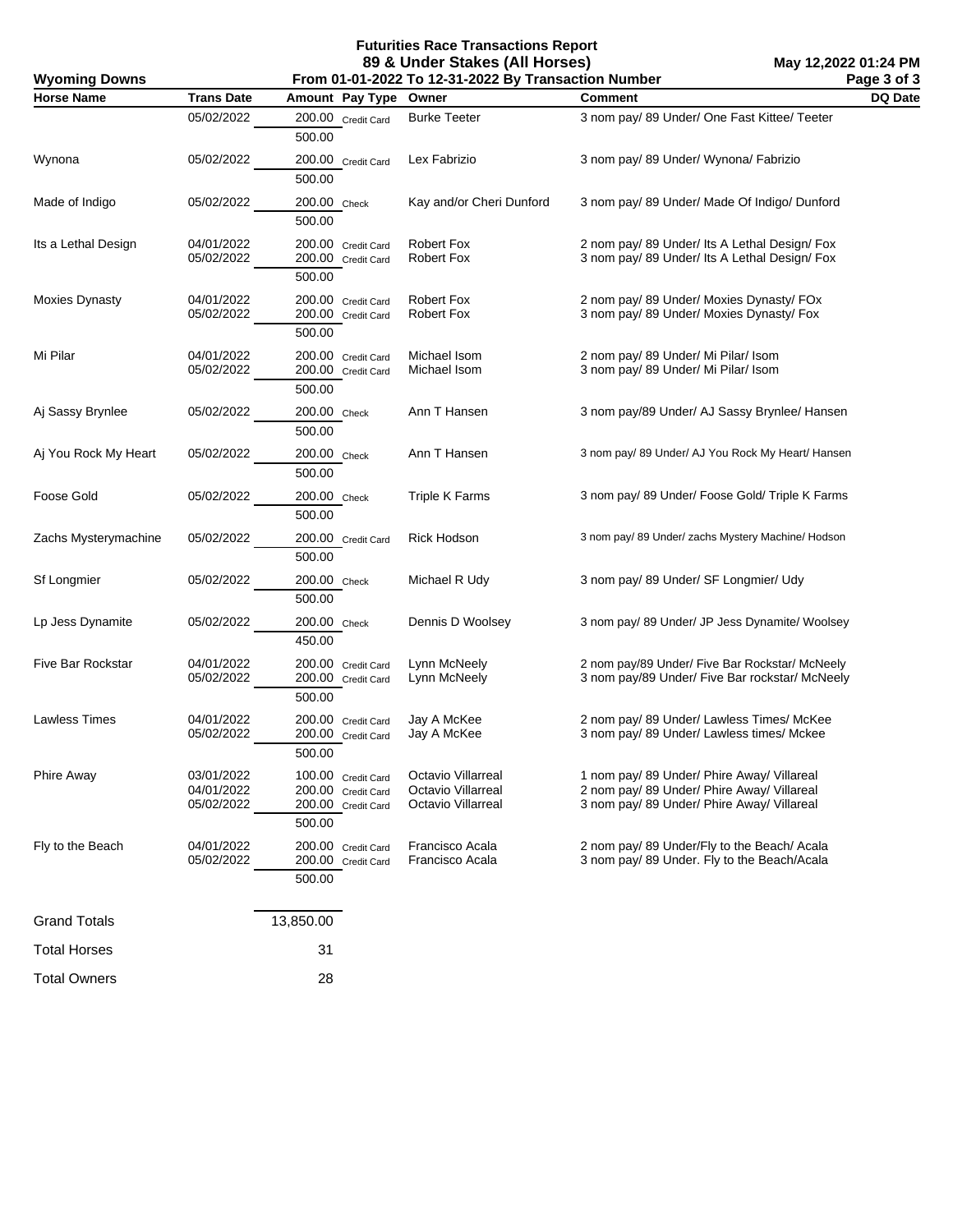**Futurities Race Transactions Report**
**89 & Under Stakes (All Horses)**
**From 01-01-2022 To 12-31-2022 By Transaction Number**

**Wyoming Downs**

May 12,2022 01:24 PM

| Horse Name | Trans Date | Amount | Pay Type | Owner | Comment | DQ Date |
|---|---|---|---|---|---|---|
| | 05/02/2022 | 200.00 | Credit Card | Burke Teeter | 3 nom pay/ 89 Under/ One Fast Kittee/ Teeter | |
| | | 500.00 | | | | |
| Wynona | 05/02/2022 | 200.00 | Credit Card | Lex Fabrizio | 3 nom pay/ 89 Under/ Wynona/ Fabrizio | |
| | | 500.00 | | | | |
| Made of Indigo | 05/02/2022 | 200.00 | Check | Kay and/or Cheri Dunford | 3 nom pay/ 89 Under/ Made Of Indigo/ Dunford | |
| | | 500.00 | | | | |
| Its a Lethal Design | 04/01/2022 | 200.00 | Credit Card | Robert Fox | 2 nom pay/ 89 Under/ Its A Lethal Design/ Fox | |
| | 05/02/2022 | 200.00 | Credit Card | Robert Fox | 3 nom pay/ 89 Under/ Its A Lethal Design/ Fox | |
| | | 500.00 | | | | |
| Moxies Dynasty | 04/01/2022 | 200.00 | Credit Card | Robert Fox | 2 nom pay/ 89 Under/ Moxies Dynasty/ FOx | |
| | 05/02/2022 | 200.00 | Credit Card | Robert Fox | 3 nom pay/ 89 Under/ Moxies Dynasty/ Fox | |
| | | 500.00 | | | | |
| Mi Pilar | 04/01/2022 | 200.00 | Credit Card | Michael Isom | 2 nom pay/ 89 Under/ Mi Pilar/ Isom | |
| | 05/02/2022 | 200.00 | Credit Card | Michael Isom | 3 nom pay/ 89 Under/ Mi Pilar/ Isom | |
| | | 500.00 | | | | |
| Aj Sassy Brynlee | 05/02/2022 | 200.00 | Check | Ann T Hansen | 3 nom pay/89 Under/ AJ Sassy Brynlee/ Hansen | |
| | | 500.00 | | | | |
| Aj You Rock My Heart | 05/02/2022 | 200.00 | Check | Ann T Hansen | 3 nom pay/ 89 Under/ AJ You Rock My Heart/ Hansen | |
| | | 500.00 | | | | |
| Foose Gold | 05/02/2022 | 200.00 | Check | Triple K Farms | 3 nom pay/ 89 Under/ Foose Gold/ Triple K Farms | |
| | | 500.00 | | | | |
| Zachs Mysterymachine | 05/02/2022 | 200.00 | Credit Card | Rick Hodson | 3 nom pay/ 89 Under/ zachs Mystery Machine/ Hodson | |
| | | 500.00 | | | | |
| Sf Longmier | 05/02/2022 | 200.00 | Check | Michael R Udy | 3 nom pay/ 89 Under/ SF Longmier/ Udy | |
| | | 500.00 | | | | |
| Lp Jess Dynamite | 05/02/2022 | 200.00 | Check | Dennis D Woolsey | 3 nom pay/ 89 Under/ JP Jess Dynamite/ Woolsey | |
| | | 450.00 | | | | |
| Five Bar Rockstar | 04/01/2022 | 200.00 | Credit Card | Lynn McNeely | 2 nom pay/89 Under/ Five Bar Rockstar/ McNeely | |
| | 05/02/2022 | 200.00 | Credit Card | Lynn McNeely | 3 nom pay/89 Under/ Five Bar rockstar/ McNeely | |
| | | 500.00 | | | | |
| Lawless Times | 04/01/2022 | 200.00 | Credit Card | Jay A McKee | 2 nom pay/ 89 Under/ Lawless Times/ McKee | |
| | 05/02/2022 | 200.00 | Credit Card | Jay A McKee | 3 nom pay/ 89 Under/ Lawless times/ Mckee | |
| | | 500.00 | | | | |
| Phire Away | 03/01/2022 | 100.00 | Credit Card | Octavio Villarreal | 1 nom pay/ 89 Under/ Phire Away/ Villareal | |
| | 04/01/2022 | 200.00 | Credit Card | Octavio Villarreal | 2 nom pay/ 89 Under/ Phire Away/ Villareal | |
| | 05/02/2022 | 200.00 | Credit Card | Octavio Villarreal | 3 nom pay/ 89 Under/ Phire Away/ Villareal | |
| | | 500.00 | | | | |
| Fly to the Beach | 04/01/2022 | 200.00 | Credit Card | Francisco Acala | 2 nom pay/ 89 Under/Fly to the Beach/ Acala | |
| | 05/02/2022 | 200.00 | Credit Card | Francisco Acala | 3 nom pay/ 89 Under. Fly to the Beach/Acala | |
| | | 500.00 | | | | |

| | |
|---|---|
| Grand Totals | 13,850.00 |
| Total Horses | 31 |
| Total Owners | 28 |